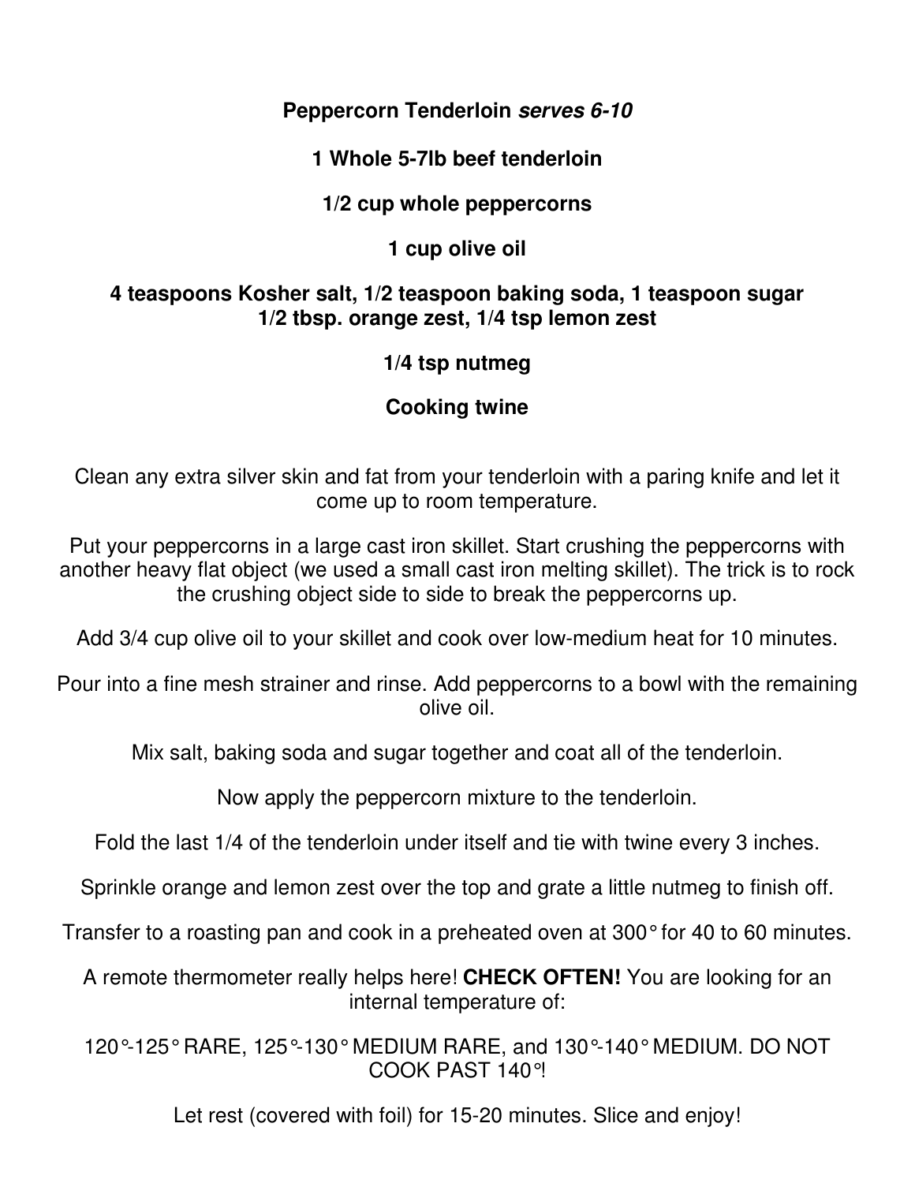# Peppercorn Tenderloin *serves 6-10*

**1 Whole 5-7lb beef tenderloin**

**1/2 cup whole peppercorns**

**1 cup olive oil**

**4 teaspoons Kosher salt, 1/2 teaspoon baking soda, 1 teaspoon sugar**
**1/2 tbsp. orange zest, 1/4 tsp lemon zest**

**1/4 tsp nutmeg**

**Cooking twine**

Clean any extra silver skin and fat from your tenderloin with a paring knife and let it come up to room temperature.

Put your peppercorns in a large cast iron skillet. Start crushing the peppercorns with another heavy flat object (we used a small cast iron melting skillet). The trick is to rock the crushing object side to side to break the peppercorns up.

Add 3/4 cup olive oil to your skillet and cook over low-medium heat for 10 minutes.

Pour into a fine mesh strainer and rinse. Add peppercorns to a bowl with the remaining olive oil.

Mix salt, baking soda and sugar together and coat all of the tenderloin.

Now apply the peppercorn mixture to the tenderloin.

Fold the last 1/4 of the tenderloin under itself and tie with twine every 3 inches.

Sprinkle orange and lemon zest over the top and grate a little nutmeg to finish off.

Transfer to a roasting pan and cook in a preheated oven at 300° for 40 to 60 minutes.

A remote thermometer really helps here! **CHECK OFTEN!** You are looking for an internal temperature of:

120°-125° RARE, 125°-130° MEDIUM RARE, and 130°-140° MEDIUM. DO NOT COOK PAST 140°!

Let rest (covered with foil) for 15-20 minutes. Slice and enjoy!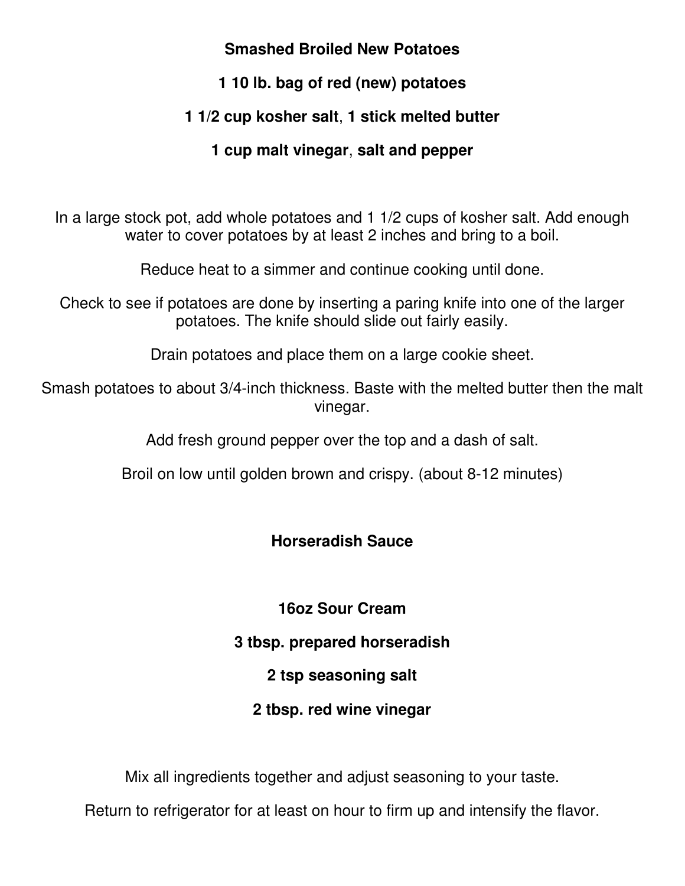## Smashed Broiled New Potatoes

**1 10 lb. bag of red (new) potatoes**

**1 1/2 cup kosher salt**, **1 stick melted butter**

**1 cup malt vinegar**, **salt and pepper**

In a large stock pot, add whole potatoes and 1 1/2 cups of kosher salt. Add enough water to cover potatoes by at least 2 inches and bring to a boil.

Reduce heat to a simmer and continue cooking until done.

Check to see if potatoes are done by inserting a paring knife into one of the larger potatoes. The knife should slide out fairly easily.

Drain potatoes and place them on a large cookie sheet.

Smash potatoes to about 3/4-inch thickness. Baste with the melted butter then the malt vinegar.

Add fresh ground pepper over the top and a dash of salt.

Broil on low until golden brown and crispy. (about 8-12 minutes)

## Horseradish Sauce

**16oz Sour Cream**

**3 tbsp. prepared horseradish**

**2 tsp seasoning salt**

**2 tbsp. red wine vinegar**

Mix all ingredients together and adjust seasoning to your taste.

Return to refrigerator for at least on hour to firm up and intensify the flavor.